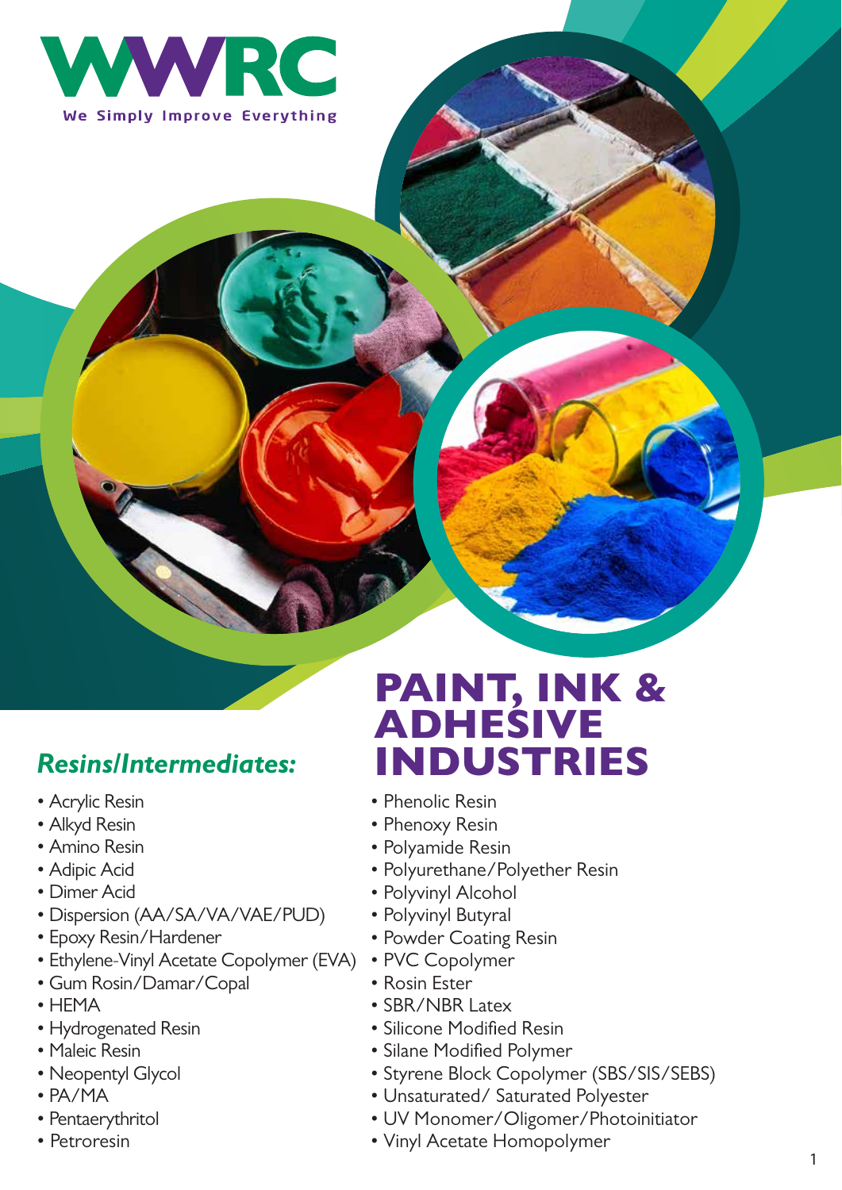# WWRC

We Simply Improve Everything

# PAINT, INK & ADHESIVE INDUSTRIES

## *Resins/Intermediates:*

- Acrylic Resin
- Alkyd Resin
- Amino Resin
- Adipic Acid
- Dimer Acid
- Dispersion (AA/SA/VA/VAE/PUD)
- Epoxy Resin/Hardener
- Ethylene-Vinyl Acetate Copolymer (EVA)
- Gum Rosin/Damar/Copal
- HEMA
- Hydrogenated Resin
- Maleic Resin
- Neopentyl Glycol
- PA/MA
- Pentaerythritol
- Petroresin
- Phenolic Resin
- Phenoxy Resin
- Polyamide Resin
- Polyurethane/Polyether Resin
- Polyvinyl Alcohol
- Polyvinyl Butyral
- Powder Coating Resin
- PVC Copolymer
- Rosin Ester
- SBR/NBR Latex
- Silicone Modified Resin
- Silane Modified Polymer
- Styrene Block Copolymer (SBS/SIS/SEBS)
- Unsaturated/ Saturated Polyester
- UV Monomer/Oligomer/Photoinitiator
- Vinyl Acetate Homopolymer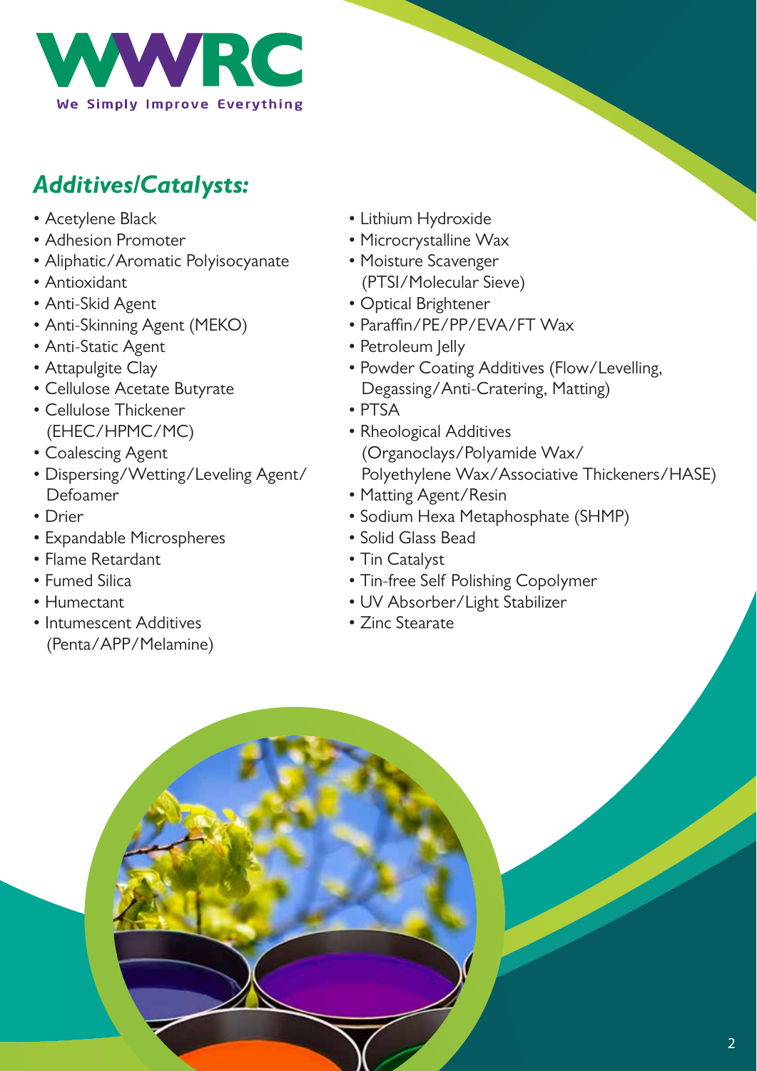WWRC

We Simply Improve Everything

## *Additives/Catalysts:*

- Acetylene Black
- Adhesion Promoter
- Aliphatic/Aromatic Polyisocyanate
- Antioxidant
- Anti-Skid Agent
- Anti-Skinning Agent (MEKO)
- Anti-Static Agent
- Attapulgite Clay
- Cellulose Acetate Butyrate
- Cellulose Thickener (EHEC/HPMC/MC)
- Coalescing Agent
- Dispersing/Wetting/Leveling Agent/ Defoamer
- Drier
- Expandable Microspheres
- Flame Retardant
- Fumed Silica
- Humectant
- Intumescent Additives (Penta/APP/Melamine)
- Lithium Hydroxide
- Microcrystalline Wax
- Moisture Scavenger (PTSI/Molecular Sieve)
- Optical Brightener
- Paraffin/PE/PP/EVA/FT Wax
- Petroleum Jelly
- Powder Coating Additives (Flow/Levelling, Degassing/Anti-Cratering, Matting)
- PTSA
- Rheological Additives (Organoclays/Polyamide Wax/ Polyethylene Wax/Associative Thickeners/HASE)
- Matting Agent/Resin
- Sodium Hexa Metaphosphate (SHMP)
- Solid Glass Bead
- Tin Catalyst
- Tin-free Self Polishing Copolymer
- UV Absorber/Light Stabilizer
- Zinc Stearate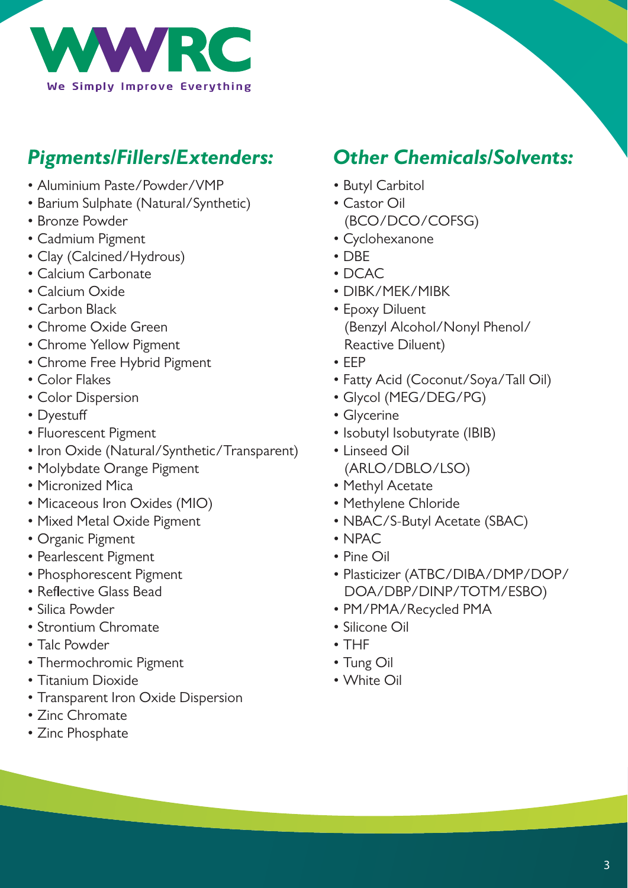# WWRC

We Simply Improve Everything

## *Pigments/Fillers/Extenders:*

- Aluminium Paste/Powder/VMP
- Barium Sulphate (Natural/Synthetic)
- Bronze Powder
- Cadmium Pigment
- Clay (Calcined/Hydrous)
- Calcium Carbonate
- Calcium Oxide
- Carbon Black
- Chrome Oxide Green
- Chrome Yellow Pigment
- Chrome Free Hybrid Pigment
- Color Flakes
- Color Dispersion
- Dyestuff
- Fluorescent Pigment
- Iron Oxide (Natural/Synthetic/Transparent)
- Molybdate Orange Pigment
- Micronized Mica
- Micaceous Iron Oxides (MIO)
- Mixed Metal Oxide Pigment
- Organic Pigment
- Pearlescent Pigment
- Phosphorescent Pigment
- Reflective Glass Bead
- Silica Powder
- Strontium Chromate
- Talc Powder
- Thermochromic Pigment
- Titanium Dioxide
- Transparent Iron Oxide Dispersion
- Zinc Chromate
- Zinc Phosphate

## *Other Chemicals/Solvents:*

- Butyl Carbitol
- Castor Oil (BCO/DCO/COFSG)
- Cyclohexanone
- DBE
- DCAC
- DIBK/MEK/MIBK
- Epoxy Diluent (Benzyl Alcohol/Nonyl Phenol/ Reactive Diluent)
- EEP
- Fatty Acid (Coconut/Soya/Tall Oil)
- Glycol (MEG/DEG/PG)
- Glycerine
- Isobutyl Isobutyrate (IBIB)
- Linseed Oil (ARLO/DBLO/LSO)
- Methyl Acetate
- Methylene Chloride
- NBAC/S-Butyl Acetate (SBAC)
- NPAC
- Pine Oil
- Plasticizer (ATBC/DIBA/DMP/DOP/ DOA/DBP/DINP/TOTM/ESBO)
- PM/PMA/Recycled PMA
- Silicone Oil
- THF
- Tung Oil
- White Oil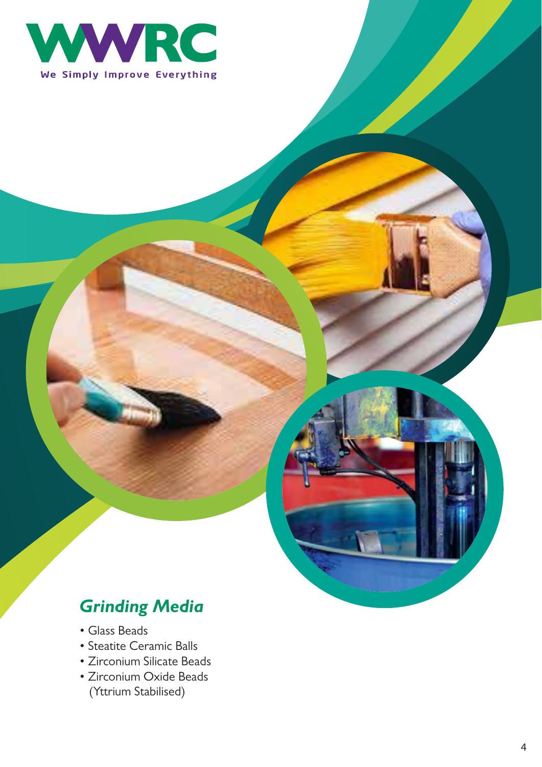WWRC

We Simply Improve Everything

## *Grinding Media*

- Glass Beads
- Steatite Ceramic Balls
- Zirconium Silicate Beads
- Zirconium Oxide Beads (Yttrium Stabilised)